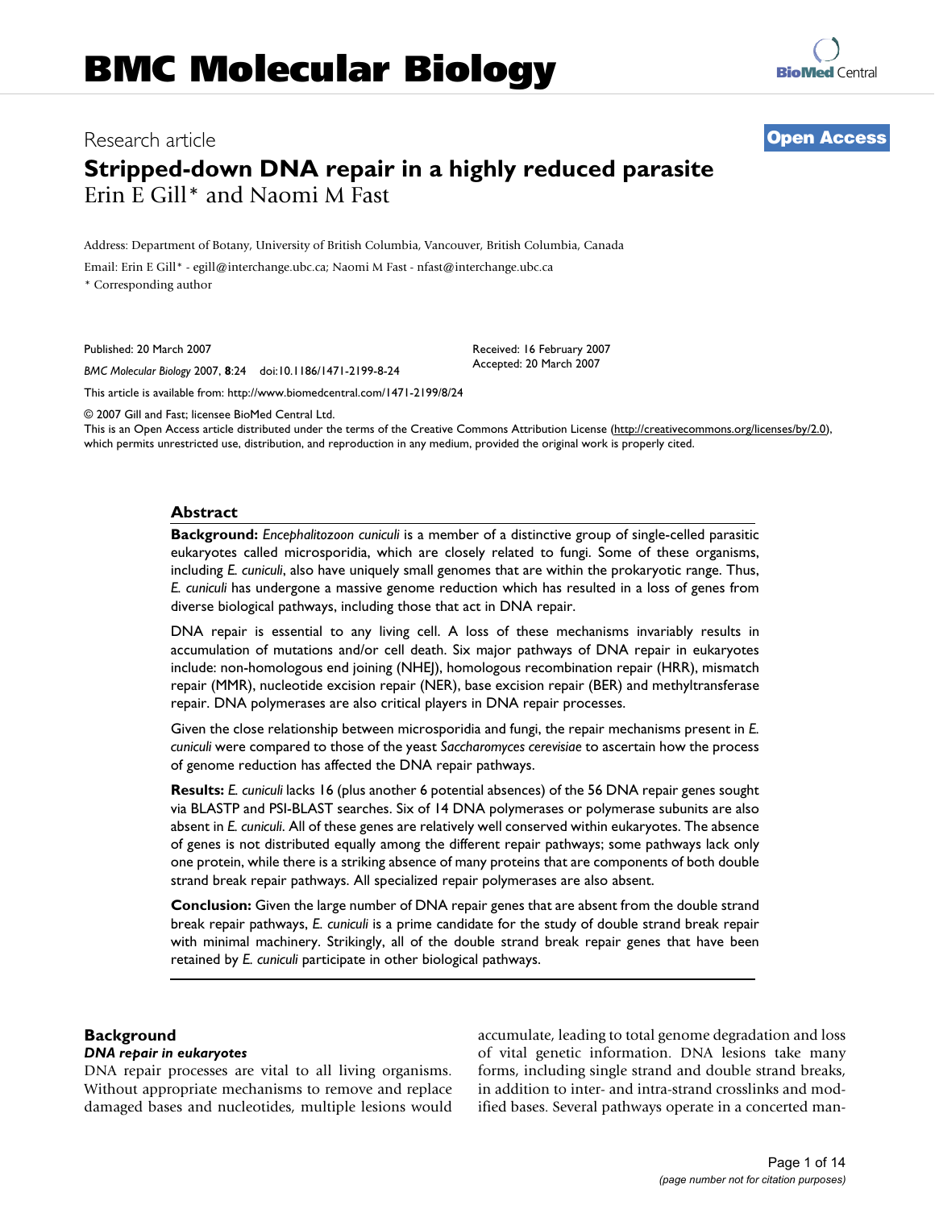# BMC Molecular Biology

Research article

**Open Access**

# Stripped-down DNA repair in a highly reduced parasite

Erin E Gill* and Naomi M Fast

Address: Department of Botany, University of British Columbia, Vancouver, British Columbia, Canada

Email: Erin E Gill* - egill@interchange.ubc.ca; Naomi M Fast - nfast@interchange.ubc.ca

\* Corresponding author

Published: 20 March 2007

*BMC Molecular Biology* 2007, **8**:24 doi:10.1186/1471-2199-8-24

Received: 16 February 2007
Accepted: 20 March 2007

This article is available from: http://www.biomedcentral.com/1471-2199/8/24

© 2007 Gill and Fast; licensee BioMed Central Ltd.
This is an Open Access article distributed under the terms of the Creative Commons Attribution License (http://creativecommons.org/licenses/by/2.0), which permits unrestricted use, distribution, and reproduction in any medium, provided the original work is properly cited.

## Abstract

**Background:** *Encephalitozoon cuniculi* is a member of a distinctive group of single-celled parasitic eukaryotes called microsporidia, which are closely related to fungi. Some of these organisms, including *E. cuniculi*, also have uniquely small genomes that are within the prokaryotic range. Thus, *E. cuniculi* has undergone a massive genome reduction which has resulted in a loss of genes from diverse biological pathways, including those that act in DNA repair.

DNA repair is essential to any living cell. A loss of these mechanisms invariably results in accumulation of mutations and/or cell death. Six major pathways of DNA repair in eukaryotes include: non-homologous end joining (NHEJ), homologous recombination repair (HRR), mismatch repair (MMR), nucleotide excision repair (NER), base excision repair (BER) and methyltransferase repair. DNA polymerases are also critical players in DNA repair processes.

Given the close relationship between microsporidia and fungi, the repair mechanisms present in *E. cuniculi* were compared to those of the yeast *Saccharomyces cerevisiae* to ascertain how the process of genome reduction has affected the DNA repair pathways.

**Results:** *E. cuniculi* lacks 16 (plus another 6 potential absences) of the 56 DNA repair genes sought via BLASTP and PSI-BLAST searches. Six of 14 DNA polymerases or polymerase subunits are also absent in *E. cuniculi*. All of these genes are relatively well conserved within eukaryotes. The absence of genes is not distributed equally among the different repair pathways; some pathways lack only one protein, while there is a striking absence of many proteins that are components of both double strand break repair pathways. All specialized repair polymerases are also absent.

**Conclusion:** Given the large number of DNA repair genes that are absent from the double strand break repair pathways, *E. cuniculi* is a prime candidate for the study of double strand break repair with minimal machinery. Strikingly, all of the double strand break repair genes that have been retained by *E. cuniculi* participate in other biological pathways.

## Background

### *DNA repair in eukaryotes*

DNA repair processes are vital to all living organisms. Without appropriate mechanisms to remove and replace damaged bases and nucleotides, multiple lesions would accumulate, leading to total genome degradation and loss of vital genetic information. DNA lesions take many forms, including single strand and double strand breaks, in addition to inter- and intra-strand crosslinks and modified bases. Several pathways operate in a concerted man-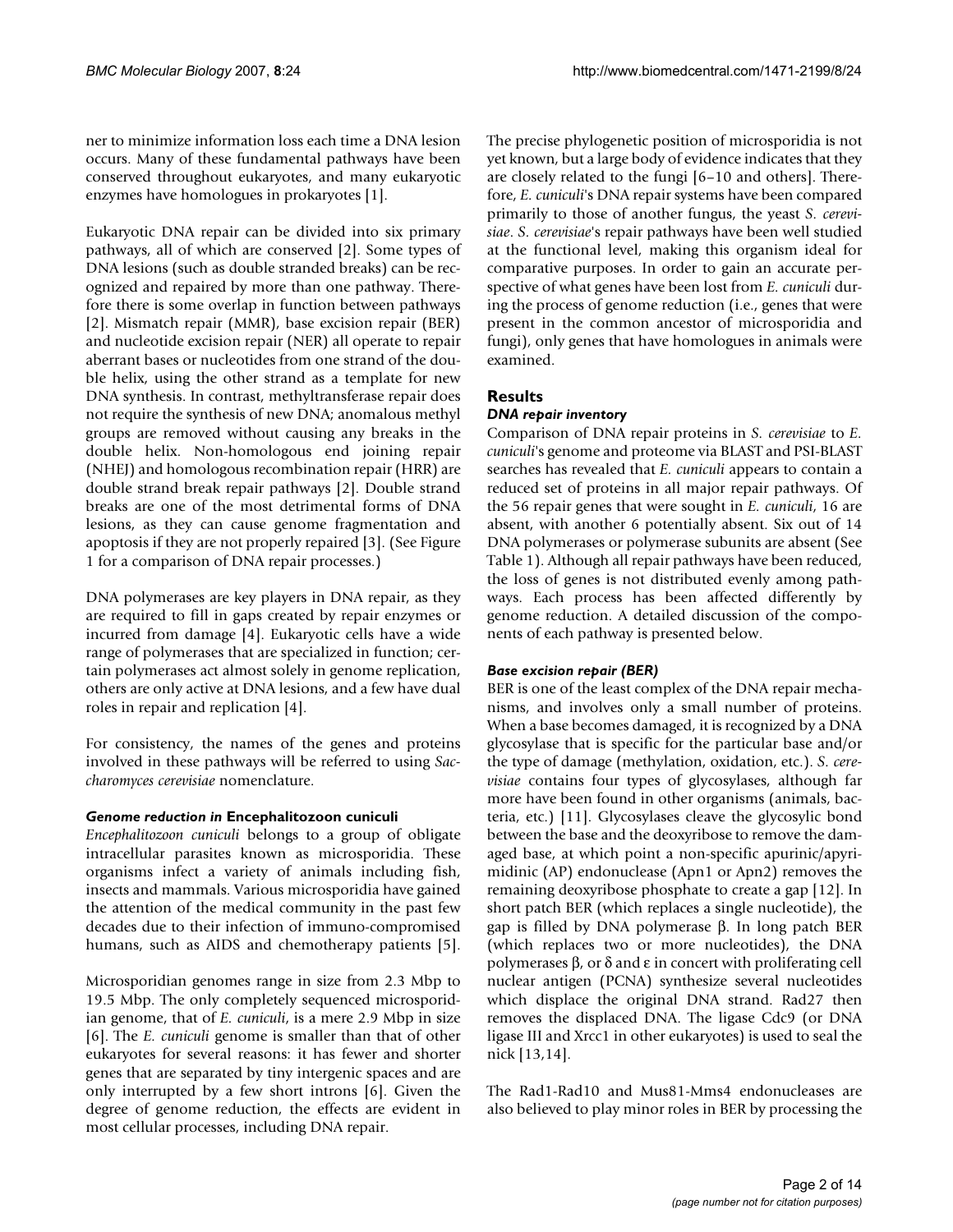ner to minimize information loss each time a DNA lesion occurs. Many of these fundamental pathways have been conserved throughout eukaryotes, and many eukaryotic enzymes have homologues in prokaryotes [1].

Eukaryotic DNA repair can be divided into six primary pathways, all of which are conserved [2]. Some types of DNA lesions (such as double stranded breaks) can be recognized and repaired by more than one pathway. Therefore there is some overlap in function between pathways [2]. Mismatch repair (MMR), base excision repair (BER) and nucleotide excision repair (NER) all operate to repair aberrant bases or nucleotides from one strand of the double helix, using the other strand as a template for new DNA synthesis. In contrast, methyltransferase repair does not require the synthesis of new DNA; anomalous methyl groups are removed without causing any breaks in the double helix. Non-homologous end joining repair (NHEJ) and homologous recombination repair (HRR) are double strand break repair pathways [2]. Double strand breaks are one of the most detrimental forms of DNA lesions, as they can cause genome fragmentation and apoptosis if they are not properly repaired [3]. (See Figure 1 for a comparison of DNA repair processes.)

DNA polymerases are key players in DNA repair, as they are required to fill in gaps created by repair enzymes or incurred from damage [4]. Eukaryotic cells have a wide range of polymerases that are specialized in function; certain polymerases act almost solely in genome replication, others are only active at DNA lesions, and a few have dual roles in repair and replication [4].

For consistency, the names of the genes and proteins involved in these pathways will be referred to using *Saccharomyces cerevisiae* nomenclature.

### *Genome reduction in* Encephalitozoon cuniculi

*Encephalitozoon cuniculi* belongs to a group of obligate intracellular parasites known as microsporidia. These organisms infect a variety of animals including fish, insects and mammals. Various microsporidia have gained the attention of the medical community in the past few decades due to their infection of immuno-compromised humans, such as AIDS and chemotherapy patients [5].

Microsporidian genomes range in size from 2.3 Mbp to 19.5 Mbp. The only completely sequenced microsporidian genome, that of *E. cuniculi*, is a mere 2.9 Mbp in size [6]. The *E. cuniculi* genome is smaller than that of other eukaryotes for several reasons: it has fewer and shorter genes that are separated by tiny intergenic spaces and are only interrupted by a few short introns [6]. Given the degree of genome reduction, the effects are evident in most cellular processes, including DNA repair.

The precise phylogenetic position of microsporidia is not yet known, but a large body of evidence indicates that they are closely related to the fungi [6–10 and others]. Therefore, *E. cuniculi*'s DNA repair systems have been compared primarily to those of another fungus, the yeast *S. cerevisiae*. *S. cerevisiae*'s repair pathways have been well studied at the functional level, making this organism ideal for comparative purposes. In order to gain an accurate perspective of what genes have been lost from *E. cuniculi* during the process of genome reduction (i.e., genes that were present in the common ancestor of microsporidia and fungi), only genes that have homologues in animals were examined.

## Results

### *DNA repair inventory*

Comparison of DNA repair proteins in *S. cerevisiae* to *E. cuniculi*'s genome and proteome via BLAST and PSI-BLAST searches has revealed that *E. cuniculi* appears to contain a reduced set of proteins in all major repair pathways. Of the 56 repair genes that were sought in *E. cuniculi*, 16 are absent, with another 6 potentially absent. Six out of 14 DNA polymerases or polymerase subunits are absent (See Table 1). Although all repair pathways have been reduced, the loss of genes is not distributed evenly among pathways. Each process has been affected differently by genome reduction. A detailed discussion of the components of each pathway is presented below.

### *Base excision repair (BER)*

BER is one of the least complex of the DNA repair mechanisms, and involves only a small number of proteins. When a base becomes damaged, it is recognized by a DNA glycosylase that is specific for the particular base and/or the type of damage (methylation, oxidation, etc.). *S. cerevisiae* contains four types of glycosylases, although far more have been found in other organisms (animals, bacteria, etc.) [11]. Glycosylases cleave the glycosylic bond between the base and the deoxyribose to remove the damaged base, at which point a non-specific apurinic/apyrimidinic (AP) endonuclease (Apn1 or Apn2) removes the remaining deoxyribose phosphate to create a gap [12]. In short patch BER (which replaces a single nucleotide), the gap is filled by DNA polymerase β. In long patch BER (which replaces two or more nucleotides), the DNA polymerases β, or δ and ε in concert with proliferating cell nuclear antigen (PCNA) synthesize several nucleotides which displace the original DNA strand. Rad27 then removes the displaced DNA. The ligase Cdc9 (or DNA ligase III and Xrcc1 in other eukaryotes) is used to seal the nick [13,14].

The Rad1-Rad10 and Mus81-Mms4 endonucleases are also believed to play minor roles in BER by processing the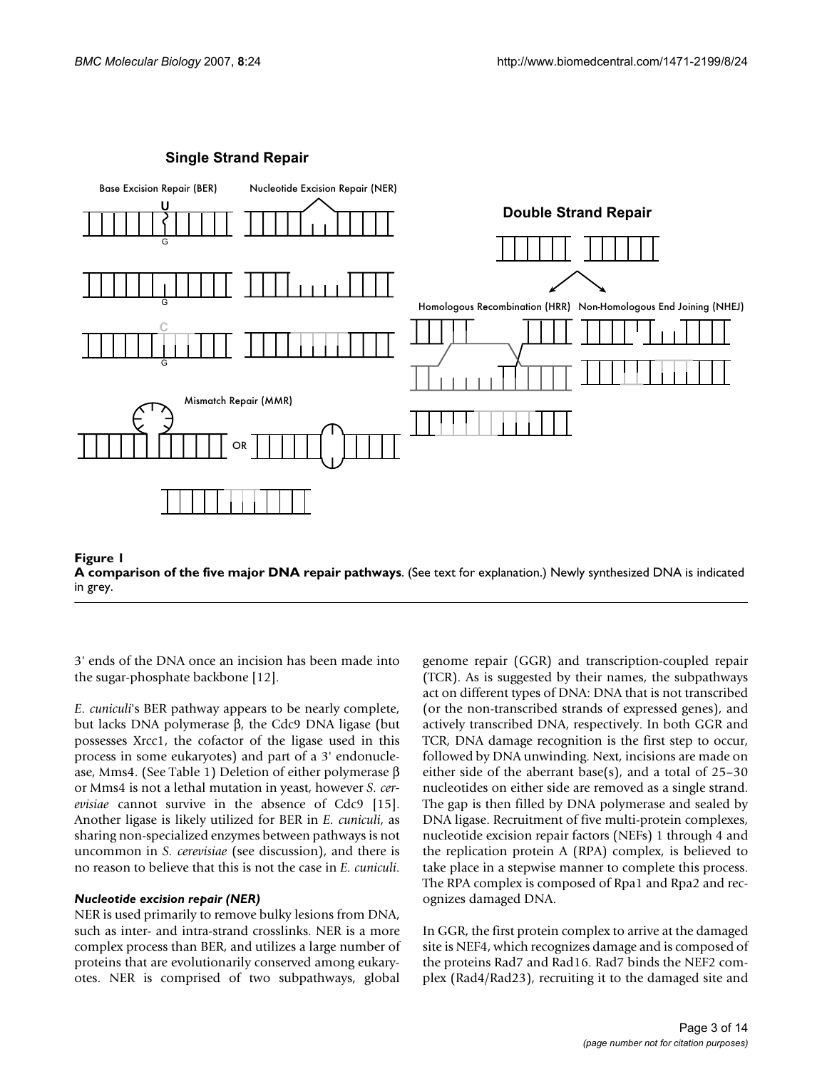**Figure 1**
**A comparison of the five major DNA repair pathways**. (See text for explanation.) Newly synthesized DNA is indicated in grey.

3' ends of the DNA once an incision has been made into the sugar-phosphate backbone [12].

*E. cuniculi*'s BER pathway appears to be nearly complete, but lacks DNA polymerase β, the Cdc9 DNA ligase (but possesses Xrcc1, the cofactor of the ligase used in this process in some eukaryotes) and part of a 3' endonuclease, Mms4. (See Table 1) Deletion of either polymerase β or Mms4 is not a lethal mutation in yeast, however *S. cerevisiae* cannot survive in the absence of Cdc9 [15]. Another ligase is likely utilized for BER in *E. cuniculi*, as sharing non-specialized enzymes between pathways is not uncommon in *S. cerevisiae* (see discussion), and there is no reason to believe that this is not the case in *E. cuniculi*.

### *Nucleotide excision repair (NER)*

NER is used primarily to remove bulky lesions from DNA, such as inter- and intra-strand crosslinks. NER is a more complex process than BER, and utilizes a large number of proteins that are evolutionarily conserved among eukaryotes. NER is comprised of two subpathways, global genome repair (GGR) and transcription-coupled repair (TCR). As is suggested by their names, the subpathways act on different types of DNA: DNA that is not transcribed (or the non-transcribed strands of expressed genes), and actively transcribed DNA, respectively. In both GGR and TCR, DNA damage recognition is the first step to occur, followed by DNA unwinding. Next, incisions are made on either side of the aberrant base(s), and a total of 25–30 nucleotides on either side are removed as a single strand. The gap is then filled by DNA polymerase and sealed by DNA ligase. Recruitment of five multi-protein complexes, nucleotide excision repair factors (NEFs) 1 through 4 and the replication protein A (RPA) complex, is believed to take place in a stepwise manner to complete this process. The RPA complex is composed of Rpa1 and Rpa2 and recognizes damaged DNA.

In GGR, the first protein complex to arrive at the damaged site is NEF4, which recognizes damage and is composed of the proteins Rad7 and Rad16. Rad7 binds the NEF2 complex (Rad4/Rad23), recruiting it to the damaged site and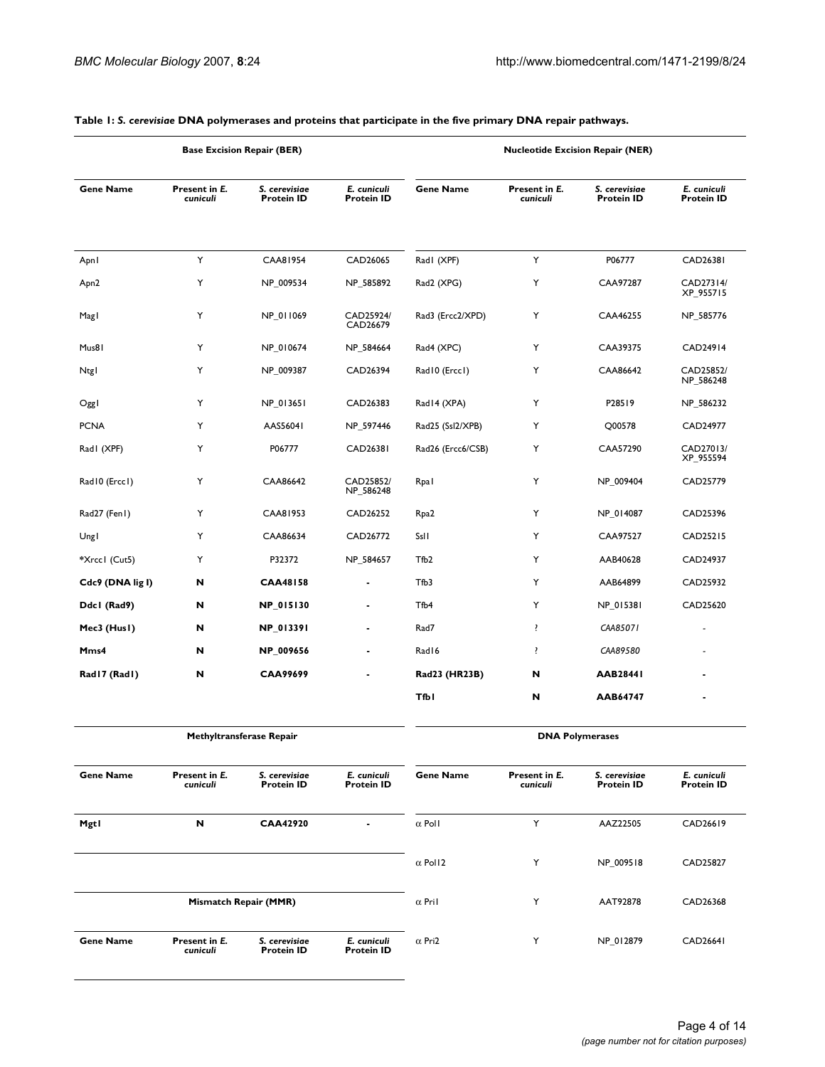**Table 1: *S. cerevisiae* DNA polymerases and proteins that participate in the five primary DNA repair pathways.**

| Base Excision Repair (BER) | | | | Nucleotide Excision Repair (NER) | | | |
|---|---|---|---|---|---|---|---|
| **Gene Name** | **Present in *E. cuniculi*** | ***S. cerevisiae* Protein ID** | ***E. cuniculi* Protein ID** | **Gene Name** | **Present in *E. cuniculi*** | ***S. cerevisiae* Protein ID** | ***E. cuniculi* Protein ID** |
| Apn1 | Y | CAA81954 | CAD26065 | Rad1 (XPF) | Y | P06777 | CAD26381 |
| Apn2 | Y | NP_009534 | NP_585892 | Rad2 (XPG) | Y | CAA97287 | CAD27314/ XP_955715 |
| Mag1 | Y | NP_011069 | CAD25924/ CAD26679 | Rad3 (Ercc2/XPD) | Y | CAA46255 | NP_585776 |
| Mus81 | Y | NP_010674 | NP_584664 | Rad4 (XPC) | Y | CAA39375 | CAD24914 |
| Ntg1 | Y | NP_009387 | CAD26394 | Rad10 (Ercc1) | Y | CAA86642 | CAD25852/ NP_586248 |
| Ogg1 | Y | NP_013651 | CAD26383 | Rad14 (XPA) | Y | P28519 | NP_586232 |
| PCNA | Y | AAS56041 | NP_597446 | Rad25 (Ssl2/XPB) | Y | Q00578 | CAD24977 |
| Rad1 (XPF) | Y | P06777 | CAD26381 | Rad26 (Ercc6/CSB) | Y | CAA57290 | CAD27013/ XP_955594 |
| Rad10 (Ercc1) | Y | CAA86642 | CAD25852/ NP_586248 | Rpa1 | Y | NP_009404 | CAD25779 |
| Rad27 (Fen1) | Y | CAA81953 | CAD26252 | Rpa2 | Y | NP_014087 | CAD25396 |
| Ung1 | Y | CAA86634 | CAD26772 | Ssl1 | Y | CAA97527 | CAD25215 |
| *Xrcc1 (Cut5) | Y | P32372 | NP_584657 | Tfb2 | Y | AAB40628 | CAD24937 |
| **Cdc9 (DNA lig I)** | **N** | **CAA48158** | - | Tfb3 | Y | AAB64899 | CAD25932 |
| **Ddc1 (Rad9)** | **N** | **NP_015130** | - | Tfb4 | Y | NP_015381 | CAD25620 |
| **Mec3 (Hus1)** | **N** | **NP_013391** | - | Rad7 | ? | *CAA85071* | - |
| **Mms4** | **N** | **NP_009656** | - | Rad16 | ? | *CAA89580* | - |
| **Rad17 (Rad1)** | **N** | **CAA99699** | - | **Rad23 (HR23B)** | **N** | **AAB28441** | - |
| | | | | **Tfb1** | **N** | **AAB64747** | - |

| Methyltransferase Repair | | | | DNA Polymerases | | | |
|---|---|---|---|---|---|---|---|
| **Gene Name** | **Present in *E. cuniculi*** | ***S. cerevisiae* Protein ID** | ***E. cuniculi* Protein ID** | **Gene Name** | **Present in *E. cuniculi*** | ***S. cerevisiae* Protein ID** | ***E. cuniculi* Protein ID** |
| **Mgt1** | **N** | **CAA42920** | - | α Pol1 | Y | AAZ22505 | CAD26619 |
| | | | | α Pol12 | Y | NP_009518 | CAD25827 |
| **Mismatch Repair (MMR)** | | | | α Pri1 | Y | AAT92878 | CAD26368 |
| **Gene Name** | **Present in *E. cuniculi*** | ***S. cerevisiae* Protein ID** | ***E. cuniculi* Protein ID** | α Pri2 | Y | NP_012879 | CAD26641 |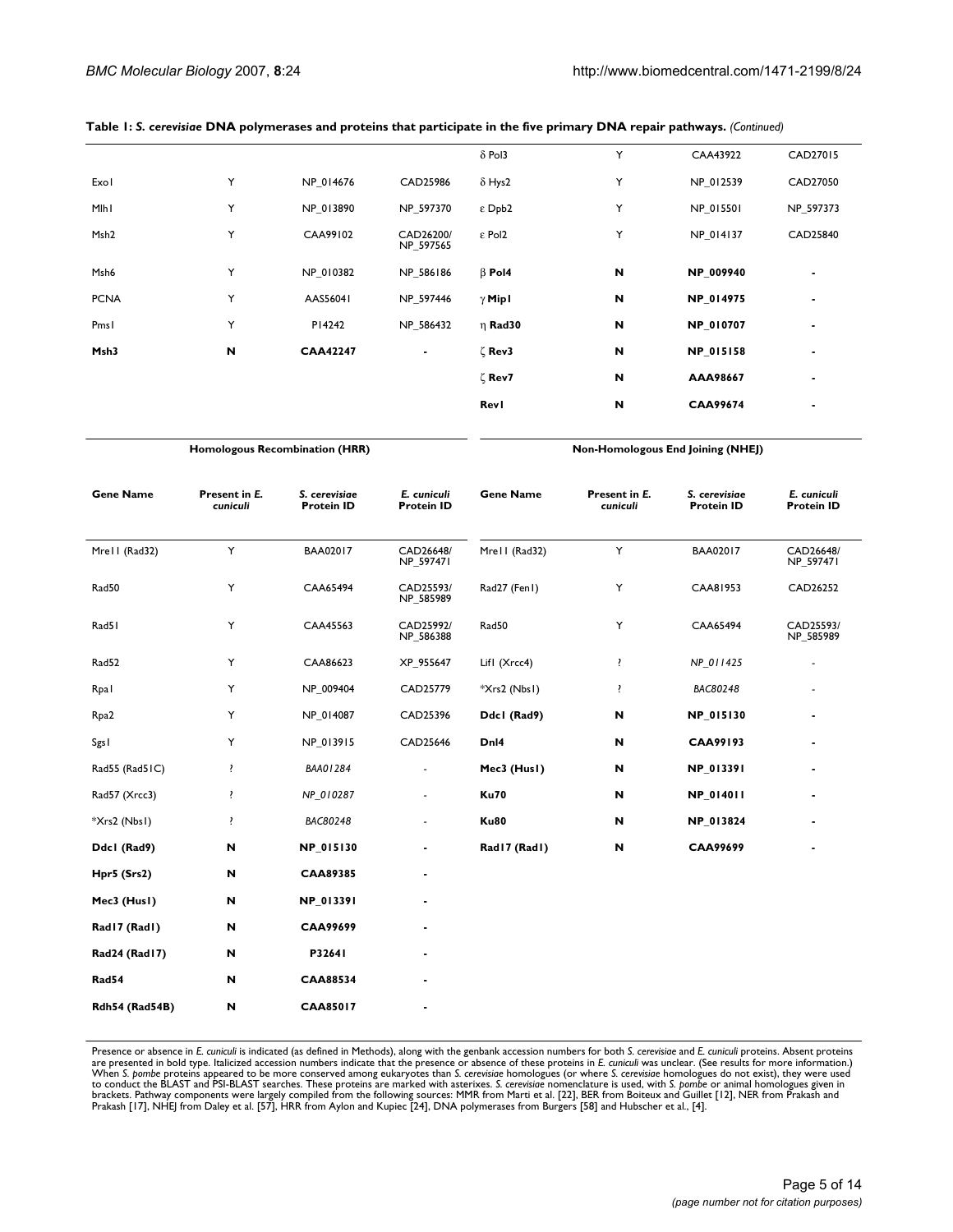**Table 1: *S. cerevisiae* DNA polymerases and proteins that participate in the five primary DNA repair pathways.** *(Continued)*

| | | | | | | | |
|---|---|---|---|---|---|---|---|
| | | | | δ Pol3 | Y | CAA43922 | CAD27015 |
| ExoI | Y | NP_014676 | CAD25986 | δ Hys2 | Y | NP_012539 | CAD27050 |
| MlhI | Y | NP_013890 | NP_597370 | ε Dpb2 | Y | NP_015501 | NP_597373 |
| Msh2 | Y | CAA99102 | CAD26200/ NP_597565 | ε Pol2 | Y | NP_014137 | CAD25840 |
| Msh6 | Y | NP_010382 | NP_586186 | β **Pol4** | **N** | **NP_009940** | - |
| PCNA | Y | AAS56041 | NP_597446 | γ **MipI** | **N** | **NP_014975** | - |
| PmsI | Y | P14242 | NP_586432 | η **Rad30** | **N** | **NP_010707** | - |
| **Msh3** | **N** | **CAA42247** | - | ζ **Rev3** | **N** | **NP_015158** | - |
| | | | | ζ **Rev7** | **N** | **AAA98667** | - |
| | | | | **RevI** | **N** | **CAA99674** | - |

| Homologous Recombination (HRR) | | | | Non-Homologous End Joining (NHEJ) | | | |
|---|---|---|---|---|---|---|---|
| **Gene Name** | **Present in *E. cuniculi*** | ***S. cerevisiae* Protein ID** | ***E. cuniculi* Protein ID** | **Gene Name** | **Present in *E. cuniculi*** | ***S. cerevisiae* Protein ID** | ***E. cuniculi* Protein ID** |
| MreII (Rad32) | Y | BAA02017 | CAD26648/ NP_597471 | MreII (Rad32) | Y | BAA02017 | CAD26648/ NP_597471 |
| Rad50 | Y | CAA65494 | CAD25593/ NP_585989 | Rad27 (FenI) | Y | CAA81953 | CAD26252 |
| Rad5I | Y | CAA45563 | CAD25992/ NP_586388 | Rad50 | Y | CAA65494 | CAD25593/ NP_585989 |
| Rad52 | Y | CAA86623 | XP_955647 | LifI (Xrcc4) | ? | *NP_011425* | - |
| RpaI | Y | NP_009404 | CAD25779 | *Xrs2 (NbsI) | ? | *BAC80248* | - |
| Rpa2 | Y | NP_014087 | CAD25396 | **DdcI (Rad9)** | **N** | **NP_015130** | - |
| SgsI | Y | NP_013915 | CAD25646 | **Dnl4** | **N** | **CAA99193** | - |
| Rad55 (Rad51C) | ? | *BAA01284* | - | **Mec3 (HusI)** | **N** | **NP_013391** | - |
| Rad57 (Xrcc3) | ? | *NP_010287* | - | **Ku70** | **N** | **NP_014011** | - |
| *Xrs2 (NbsI) | ? | *BAC80248* | - | **Ku80** | **N** | **NP_013824** | - |
| **DdcI (Rad9)** | **N** | **NP_015130** | - | **Rad17 (RadI)** | **N** | **CAA99699** | - |
| **Hpr5 (Srs2)** | **N** | **CAA89385** | - | | | | |
| **Mec3 (HusI)** | **N** | **NP_013391** | - | | | | |
| **Rad17 (RadI)** | **N** | **CAA99699** | - | | | | |
| **Rad24 (Rad17)** | **N** | **P32641** | - | | | | |
| **Rad54** | **N** | **CAA88534** | - | | | | |
| **Rdh54 (Rad54B)** | **N** | **CAA85017** | - | | | | |

Presence or absence in *E. cuniculi* is indicated (as defined in Methods), along with the genbank accession numbers for both *S. cerevisiae* and *E. cuniculi* proteins. Absent proteins are presented in bold type. Italicized accession numbers indicate that the presence or absence of these proteins in *E. cuniculi* was unclear. (See results for more information.) When *S. pombe* proteins appeared to be more conserved among eukaryotes than *S. cerevisiae* homologues (or where *S. cerevisiae* homologues do not exist), they were used to conduct the BLAST and PSI-BLAST searches. These proteins are marked with asterixes. *S. cerevisiae* nomenclature is used, with *S. pombe* or animal homologues given in brackets. Pathway components were largely compiled from the following sources: MMR from Marti et al. [22], BER from Boiteux and Guillet [12], NER from Prakash and Prakash [17], NHEJ from Daley et al. [57], HRR from Aylon and Kupiec [24], DNA polymerases from Burgers [58] and Hubscher et al., [4].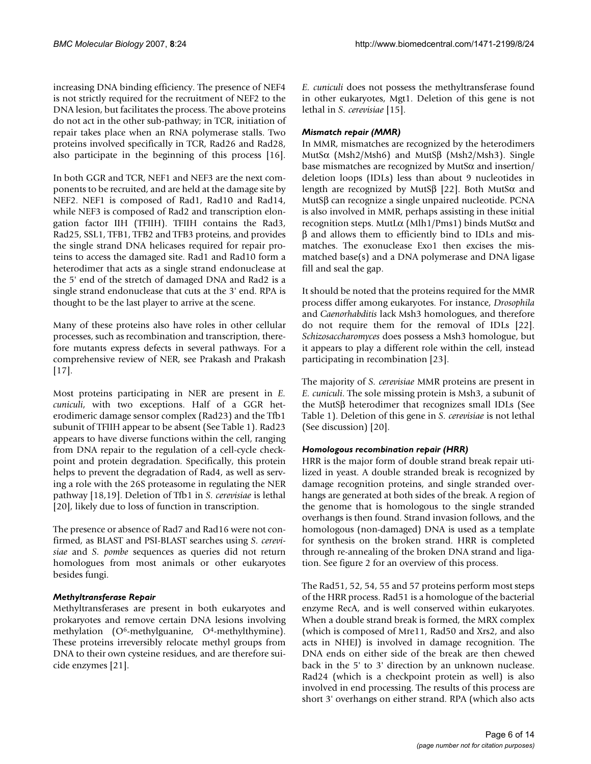increasing DNA binding efficiency. The presence of NEF4 is not strictly required for the recruitment of NEF2 to the DNA lesion, but facilitates the process. The above proteins do not act in the other sub-pathway; in TCR, initiation of repair takes place when an RNA polymerase stalls. Two proteins involved specifically in TCR, Rad26 and Rad28, also participate in the beginning of this process [16].

In both GGR and TCR, NEF1 and NEF3 are the next components to be recruited, and are held at the damage site by NEF2. NEF1 is composed of Rad1, Rad10 and Rad14, while NEF3 is composed of Rad2 and transcription elongation factor IIH (TFIIH). TFIIH contains the Rad3, Rad25, SSL1, TFB1, TFB2 and TFB3 proteins, and provides the single strand DNA helicases required for repair proteins to access the damaged site. Rad1 and Rad10 form a heterodimer that acts as a single strand endonuclease at the 5' end of the stretch of damaged DNA and Rad2 is a single strand endonuclease that cuts at the 3' end. RPA is thought to be the last player to arrive at the scene.

Many of these proteins also have roles in other cellular processes, such as recombination and transcription, therefore mutants express defects in several pathways. For a comprehensive review of NER, see Prakash and Prakash [17].

Most proteins participating in NER are present in *E. cuniculi*, with two exceptions. Half of a GGR heterodimeric damage sensor complex (Rad23) and the Tfb1 subunit of TFIIH appear to be absent (See Table 1). Rad23 appears to have diverse functions within the cell, ranging from DNA repair to the regulation of a cell-cycle checkpoint and protein degradation. Specifically, this protein helps to prevent the degradation of Rad4, as well as serving a role with the 26S proteasome in regulating the NER pathway [18,19]. Deletion of Tfb1 in *S. cerevisiae* is lethal [20], likely due to loss of function in transcription.

The presence or absence of Rad7 and Rad16 were not confirmed, as BLAST and PSI-BLAST searches using *S. cerevisiae* and *S. pombe* sequences as queries did not return homologues from most animals or other eukaryotes besides fungi.

### *Methyltransferase Repair*

Methyltransferases are present in both eukaryotes and prokaryotes and remove certain DNA lesions involving methylation ($O^6$-methylguanine, $O^4$-methylthymine). These proteins irreversibly relocate methyl groups from DNA to their own cysteine residues, and are therefore suicide enzymes [21].

*E. cuniculi* does not possess the methyltransferase found in other eukaryotes, Mgt1. Deletion of this gene is not lethal in *S. cerevisiae* [15].

### *Mismatch repair (MMR)*

In MMR, mismatches are recognized by the heterodimers MutSα (Msh2/Msh6) and MutSβ (Msh2/Msh3). Single base mismatches are recognized by MutSα and insertion/deletion loops (IDLs) less than about 9 nucleotides in length are recognized by MutSβ [22]. Both MutSα and MutSβ can recognize a single unpaired nucleotide. PCNA is also involved in MMR, perhaps assisting in these initial recognition steps. MutLα (Mlh1/Pms1) binds MutSα and β and allows them to efficiently bind to IDLs and mismatches. The exonuclease Exo1 then excises the mismatched base(s) and a DNA polymerase and DNA ligase fill and seal the gap.

It should be noted that the proteins required for the MMR process differ among eukaryotes. For instance, *Drosophila* and *Caenorhabditis* lack Msh3 homologues, and therefore do not require them for the removal of IDLs [22]. *Schizosaccharomyces* does possess a Msh3 homologue, but it appears to play a different role within the cell, instead participating in recombination [23].

The majority of *S. cerevisiae* MMR proteins are present in *E. cuniculi*. The sole missing protein is Msh3, a subunit of the MutSβ heterodimer that recognizes small IDLs (See Table 1). Deletion of this gene in *S. cerevisiae* is not lethal (See discussion) [20].

### *Homologous recombination repair (HRR)*

HRR is the major form of double strand break repair utilized in yeast. A double stranded break is recognized by damage recognition proteins, and single stranded overhangs are generated at both sides of the break. A region of the genome that is homologous to the single stranded overhangs is then found. Strand invasion follows, and the homologous (non-damaged) DNA is used as a template for synthesis on the broken strand. HRR is completed through re-annealing of the broken DNA strand and ligation. See figure 2 for an overview of this process.

The Rad51, 52, 54, 55 and 57 proteins perform most steps of the HRR process. Rad51 is a homologue of the bacterial enzyme RecA, and is well conserved within eukaryotes. When a double strand break is formed, the MRX complex (which is composed of Mre11, Rad50 and Xrs2, and also acts in NHEJ) is involved in damage recognition. The DNA ends on either side of the break are then chewed back in the 5' to 3' direction by an unknown nuclease. Rad24 (which is a checkpoint protein as well) is also involved in end processing. The results of this process are short 3' overhangs on either strand. RPA (which also acts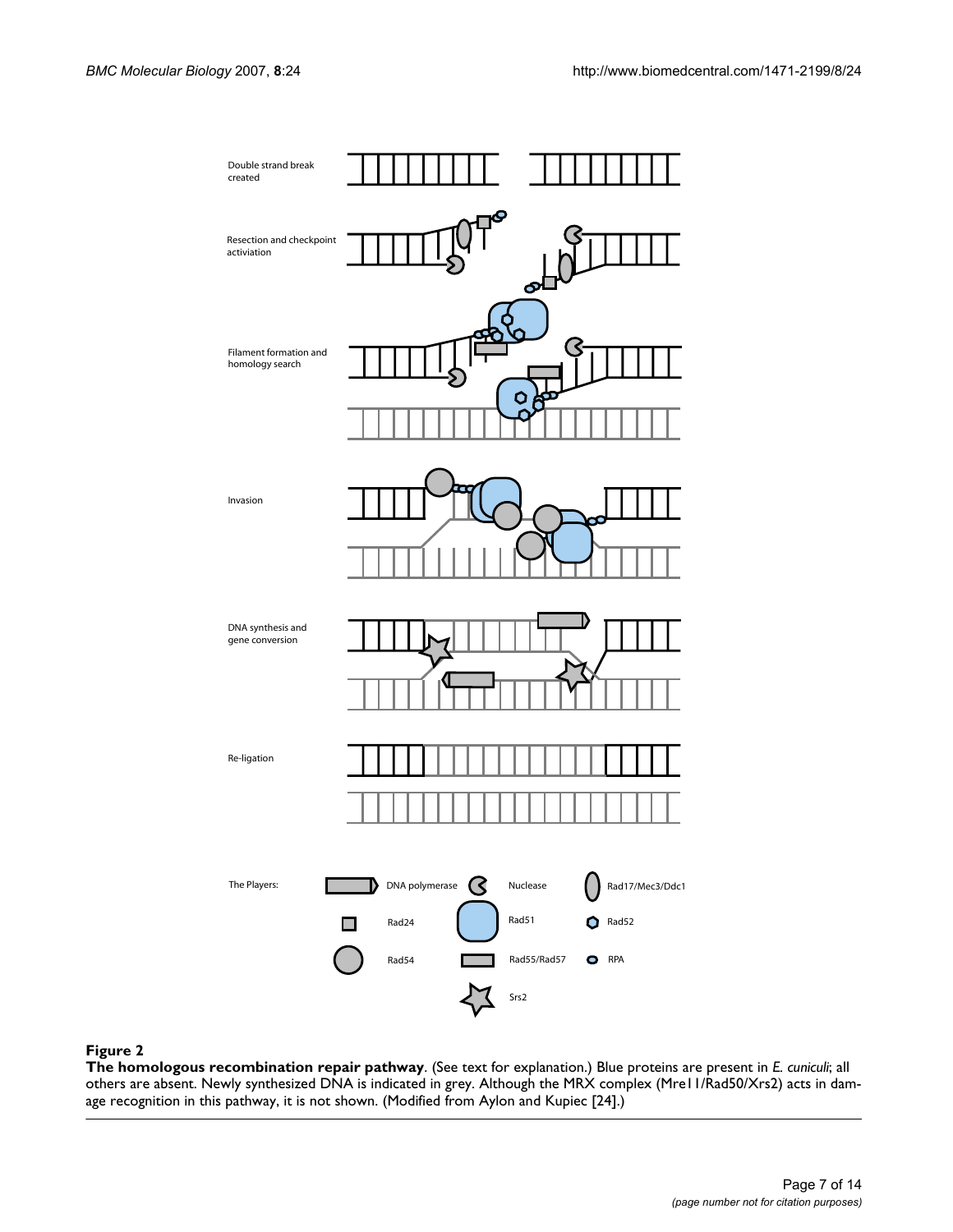**Figure 2**

**The homologous recombination repair pathway**. (See text for explanation.) Blue proteins are present in *E. cuniculi*; all others are absent. Newly synthesized DNA is indicated in grey. Although the MRX complex (Mre11/Rad50/Xrs2) acts in damage recognition in this pathway, it is not shown. (Modified from Aylon and Kupiec [24].)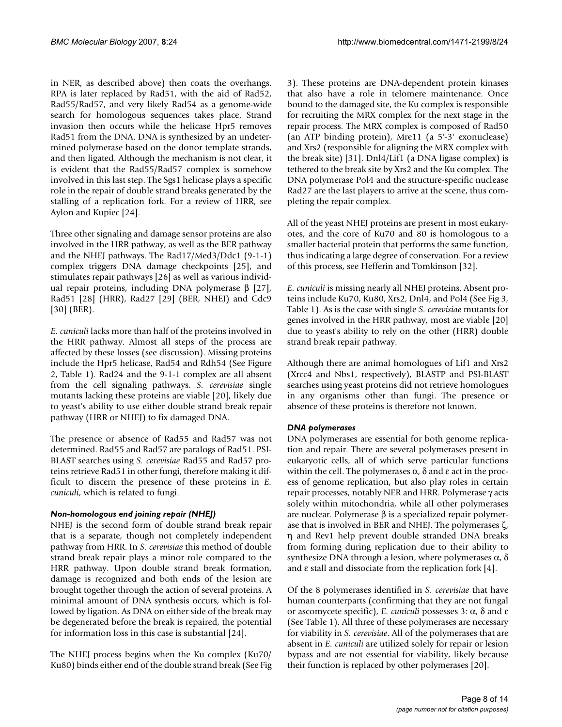in NER, as described above) then coats the overhangs. RPA is later replaced by Rad51, with the aid of Rad52, Rad55/Rad57, and very likely Rad54 as a genome-wide search for homologous sequences takes place. Strand invasion then occurs while the helicase Hpr5 removes Rad51 from the DNA. DNA is synthesized by an undetermined polymerase based on the donor template strands, and then ligated. Although the mechanism is not clear, it is evident that the Rad55/Rad57 complex is somehow involved in this last step. The Sgs1 helicase plays a specific role in the repair of double strand breaks generated by the stalling of a replication fork. For a review of HRR, see Aylon and Kupiec [24].

Three other signaling and damage sensor proteins are also involved in the HRR pathway, as well as the BER pathway and the NHEJ pathways. The Rad17/Med3/Ddc1 (9-1-1) complex triggers DNA damage checkpoints [25], and stimulates repair pathways [26] as well as various individual repair proteins, including DNA polymerase β [27], Rad51 [28] (HRR), Rad27 [29] (BER, NHEJ) and Cdc9 [30] (BER).

*E. cuniculi* lacks more than half of the proteins involved in the HRR pathway. Almost all steps of the process are affected by these losses (see discussion). Missing proteins include the Hpr5 helicase, Rad54 and Rdh54 (See Figure 2, Table 1). Rad24 and the 9-1-1 complex are all absent from the cell signaling pathways. *S. cerevisiae* single mutants lacking these proteins are viable [20], likely due to yeast's ability to use either double strand break repair pathway (HRR or NHEJ) to fix damaged DNA.

The presence or absence of Rad55 and Rad57 was not determined. Rad55 and Rad57 are paralogs of Rad51. PSI-BLAST searches using *S. cerevisiae* Rad55 and Rad57 proteins retrieve Rad51 in other fungi, therefore making it difficult to discern the presence of these proteins in *E. cuniculi*, which is related to fungi.

### *Non-homologous end joining repair (NHEJ)*

NHEJ is the second form of double strand break repair that is a separate, though not completely independent pathway from HRR. In *S. cerevisiae* this method of double strand break repair plays a minor role compared to the HRR pathway. Upon double strand break formation, damage is recognized and both ends of the lesion are brought together through the action of several proteins. A minimal amount of DNA synthesis occurs, which is followed by ligation. As DNA on either side of the break may be degenerated before the break is repaired, the potential for information loss in this case is substantial [24].

The NHEJ process begins when the Ku complex (Ku70/Ku80) binds either end of the double strand break (See Fig 3). These proteins are DNA-dependent protein kinases that also have a role in telomere maintenance. Once bound to the damaged site, the Ku complex is responsible for recruiting the MRX complex for the next stage in the repair process. The MRX complex is composed of Rad50 (an ATP binding protein), Mre11 (a 5'-3' exonuclease) and Xrs2 (responsible for aligning the MRX complex with the break site) [31]. Dnl4/Lif1 (a DNA ligase complex) is tethered to the break site by Xrs2 and the Ku complex. The DNA polymerase Pol4 and the structure-specific nuclease Rad27 are the last players to arrive at the scene, thus completing the repair complex.

All of the yeast NHEJ proteins are present in most eukaryotes, and the core of Ku70 and 80 is homologous to a smaller bacterial protein that performs the same function, thus indicating a large degree of conservation. For a review of this process, see Hefferin and Tomkinson [32].

*E. cuniculi* is missing nearly all NHEJ proteins. Absent proteins include Ku70, Ku80, Xrs2, Dnl4, and Pol4 (See Fig 3, Table 1). As is the case with single *S. cerevisiae* mutants for genes involved in the HRR pathway, most are viable [20] due to yeast's ability to rely on the other (HRR) double strand break repair pathway.

Although there are animal homologues of Lif1 and Xrs2 (Xrcc4 and Nbs1, respectively), BLASTP and PSI-BLAST searches using yeast proteins did not retrieve homologues in any organisms other than fungi. The presence or absence of these proteins is therefore not known.

### *DNA polymerases*

DNA polymerases are essential for both genome replication and repair. There are several polymerases present in eukaryotic cells, all of which serve particular functions within the cell. The polymerases α, δ and ε act in the process of genome replication, but also play roles in certain repair processes, notably NER and HRR. Polymerase γ acts solely within mitochondria, while all other polymerases are nuclear. Polymerase β is a specialized repair polymerase that is involved in BER and NHEJ. The polymerases ζ, η and Rev1 help prevent double stranded DNA breaks from forming during replication due to their ability to synthesize DNA through a lesion, where polymerases α, δ and ε stall and dissociate from the replication fork [4].

Of the 8 polymerases identified in *S. cerevisiae* that have human counterparts (confirming that they are not fungal or ascomycete specific), *E. cuniculi* possesses 3: α, δ and ε (See Table 1). All three of these polymerases are necessary for viability in *S. cerevisiae*. All of the polymerases that are absent in *E. cuniculi* are utilized solely for repair or lesion bypass and are not essential for viability, likely because their function is replaced by other polymerases [20].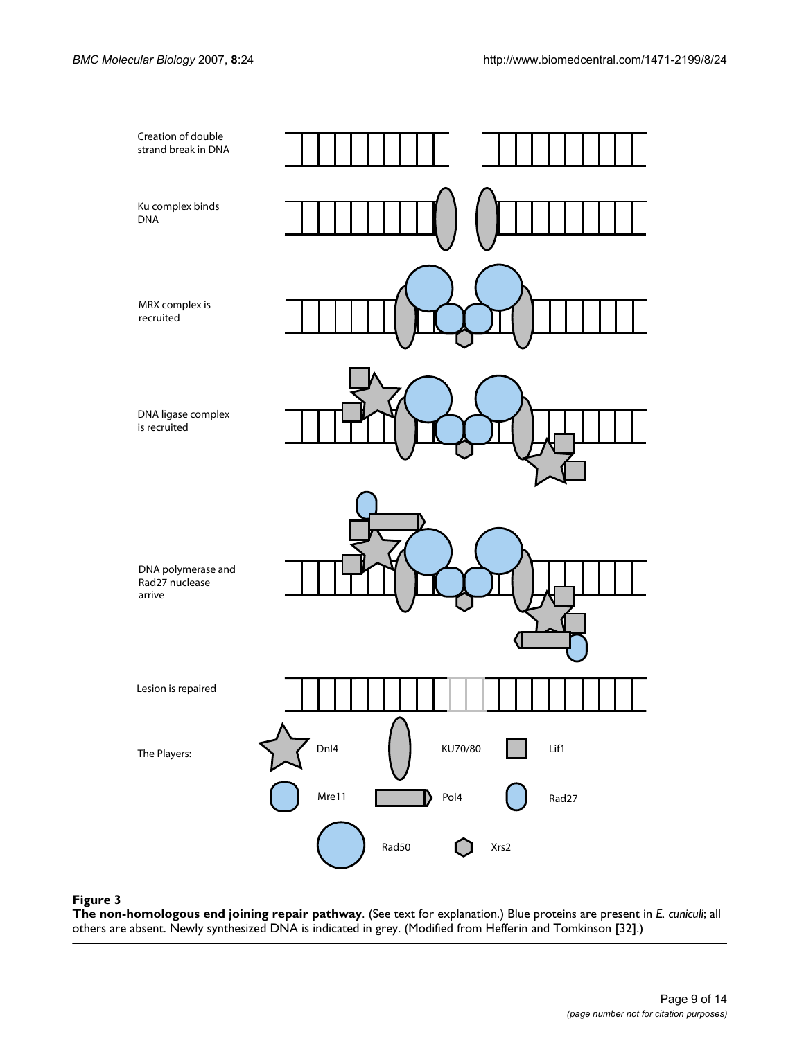**Figure 3**

**The non-homologous end joining repair pathway**. (See text for explanation.) Blue proteins are present in *E. cuniculi*; all others are absent. Newly synthesized DNA is indicated in grey. (Modified from Hefferin and Tomkinson [32].)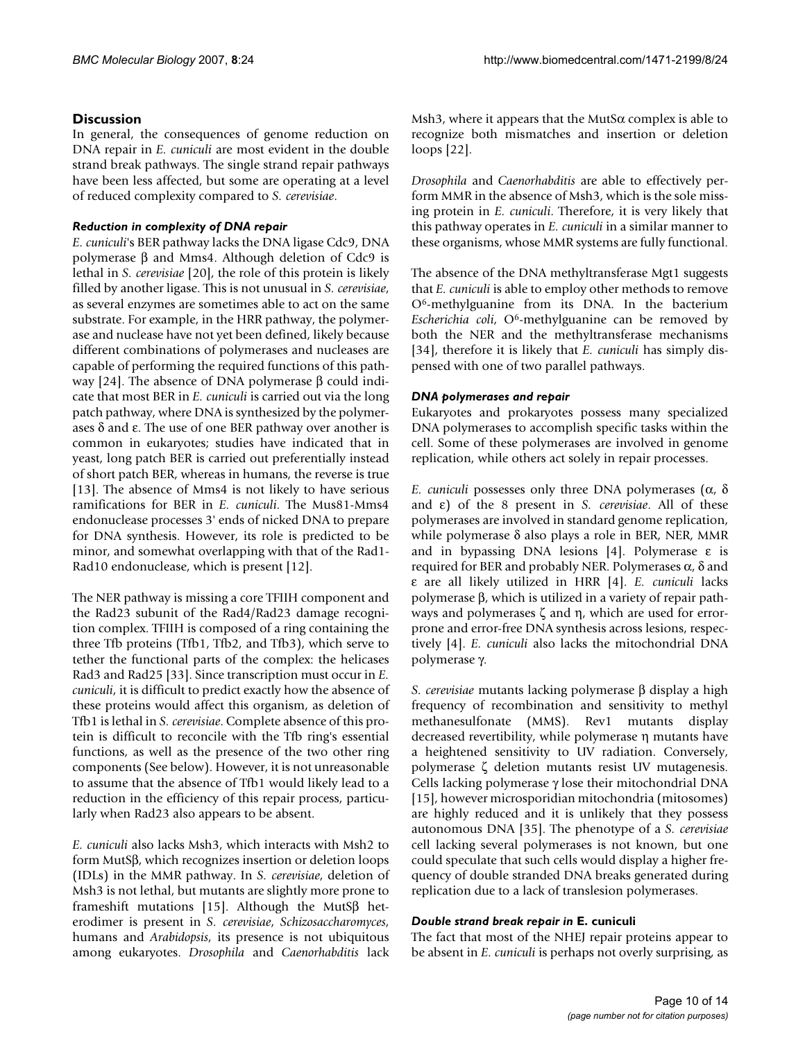## Discussion

In general, the consequences of genome reduction on DNA repair in *E. cuniculi* are most evident in the double strand break pathways. The single strand repair pathways have been less affected, but some are operating at a level of reduced complexity compared to *S. cerevisiae*.

### *Reduction in complexity of DNA repair*

*E. cuniculi*'s BER pathway lacks the DNA ligase Cdc9, DNA polymerase β and Mms4. Although deletion of Cdc9 is lethal in *S. cerevisiae* [20], the role of this protein is likely filled by another ligase. This is not unusual in *S. cerevisiae*, as several enzymes are sometimes able to act on the same substrate. For example, in the HRR pathway, the polymerase and nuclease have not yet been defined, likely because different combinations of polymerases and nucleases are capable of performing the required functions of this pathway [24]. The absence of DNA polymerase β could indicate that most BER in *E. cuniculi* is carried out via the long patch pathway, where DNA is synthesized by the polymerases δ and ε. The use of one BER pathway over another is common in eukaryotes; studies have indicated that in yeast, long patch BER is carried out preferentially instead of short patch BER, whereas in humans, the reverse is true [13]. The absence of Mms4 is not likely to have serious ramifications for BER in *E. cuniculi*. The Mus81-Mms4 endonuclease processes 3' ends of nicked DNA to prepare for DNA synthesis. However, its role is predicted to be minor, and somewhat overlapping with that of the Rad1-Rad10 endonuclease, which is present [12].

The NER pathway is missing a core TFIIH component and the Rad23 subunit of the Rad4/Rad23 damage recognition complex. TFIIH is composed of a ring containing the three Tfb proteins (Tfb1, Tfb2, and Tfb3), which serve to tether the functional parts of the complex: the helicases Rad3 and Rad25 [33]. Since transcription must occur in *E. cuniculi*, it is difficult to predict exactly how the absence of these proteins would affect this organism, as deletion of Tfb1 is lethal in *S. cerevisiae*. Complete absence of this protein is difficult to reconcile with the Tfb ring's essential functions, as well as the presence of the two other ring components (See below). However, it is not unreasonable to assume that the absence of Tfb1 would likely lead to a reduction in the efficiency of this repair process, particularly when Rad23 also appears to be absent.

*E. cuniculi* also lacks Msh3, which interacts with Msh2 to form MutSβ, which recognizes insertion or deletion loops (IDLs) in the MMR pathway. In *S. cerevisiae*, deletion of Msh3 is not lethal, but mutants are slightly more prone to frameshift mutations [15]. Although the MutSβ heterodimer is present in *S. cerevisiae*, *Schizosaccharomyces*, humans and *Arabidopsis*, its presence is not ubiquitous among eukaryotes. *Drosophila* and *Caenorhabditis* lack Msh3, where it appears that the MutSα complex is able to recognize both mismatches and insertion or deletion loops [22].

*Drosophila* and *Caenorhabditis* are able to effectively perform MMR in the absence of Msh3, which is the sole missing protein in *E. cuniculi*. Therefore, it is very likely that this pathway operates in *E. cuniculi* in a similar manner to these organisms, whose MMR systems are fully functional.

The absence of the DNA methyltransferase Mgt1 suggests that *E. cuniculi* is able to employ other methods to remove $O^6$-methylguanine from its DNA. In the bacterium *Escherichia coli*, $O^6$-methylguanine can be removed by both the NER and the methyltransferase mechanisms [34], therefore it is likely that *E. cuniculi* has simply dispensed with one of two parallel pathways.

### *DNA polymerases and repair*

Eukaryotes and prokaryotes possess many specialized DNA polymerases to accomplish specific tasks within the cell. Some of these polymerases are involved in genome replication, while others act solely in repair processes.

*E. cuniculi* possesses only three DNA polymerases (α, δ and ε) of the 8 present in *S. cerevisiae*. All of these polymerases are involved in standard genome replication, while polymerase δ also plays a role in BER, NER, MMR and in bypassing DNA lesions [4]. Polymerase ε is required for BER and probably NER. Polymerases α, δ and ε are all likely utilized in HRR [4]. *E. cuniculi* lacks polymerase β, which is utilized in a variety of repair pathways and polymerases ζ and η, which are used for error-prone and error-free DNA synthesis across lesions, respectively [4]. *E. cuniculi* also lacks the mitochondrial DNA polymerase γ.

*S. cerevisiae* mutants lacking polymerase β display a high frequency of recombination and sensitivity to methyl methanesulfonate (MMS). Rev1 mutants display decreased revertibility, while polymerase η mutants have a heightened sensitivity to UV radiation. Conversely, polymerase ζ deletion mutants resist UV mutagenesis. Cells lacking polymerase γ lose their mitochondrial DNA [15], however microsporidian mitochondria (mitosomes) are highly reduced and it is unlikely that they possess autonomous DNA [35]. The phenotype of a *S. cerevisiae* cell lacking several polymerases is not known, but one could speculate that such cells would display a higher frequency of double stranded DNA breaks generated during replication due to a lack of translesion polymerases.

### *Double strand break repair in* E. cuniculi

The fact that most of the NHEJ repair proteins appear to be absent in *E. cuniculi* is perhaps not overly surprising, as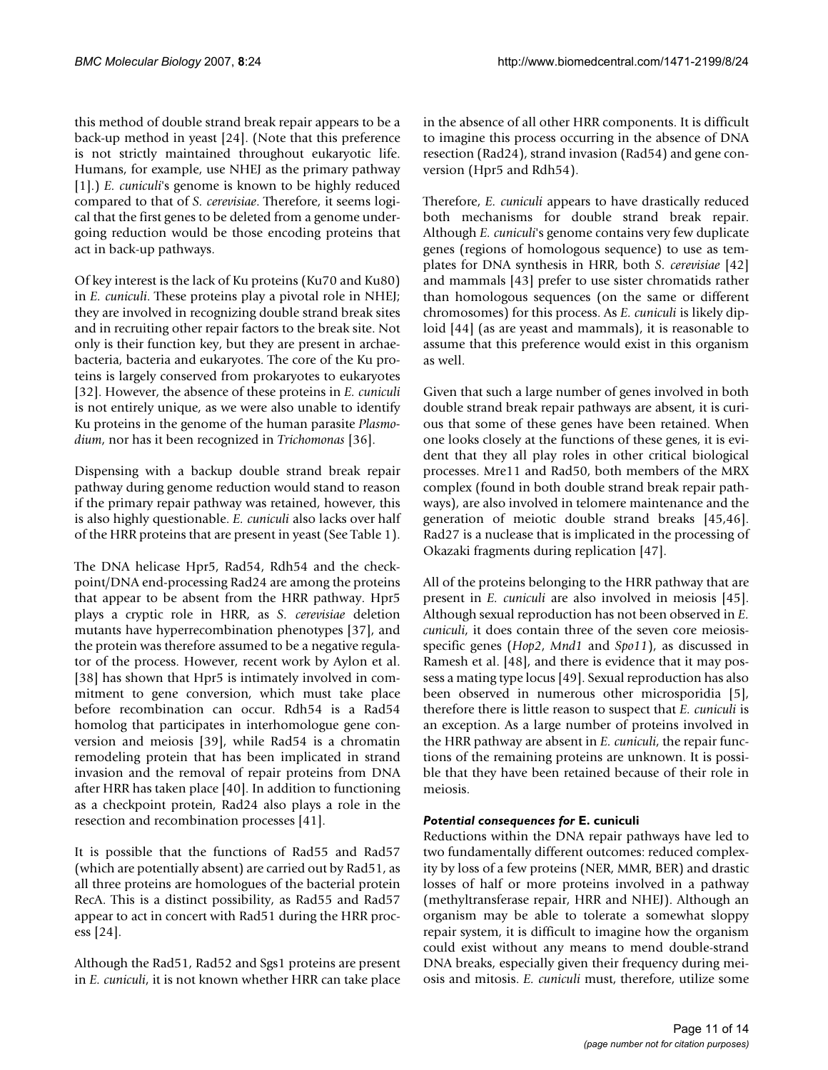this method of double strand break repair appears to be a back-up method in yeast [24]. (Note that this preference is not strictly maintained throughout eukaryotic life. Humans, for example, use NHEJ as the primary pathway [1].) *E. cuniculi*'s genome is known to be highly reduced compared to that of *S. cerevisiae*. Therefore, it seems logical that the first genes to be deleted from a genome undergoing reduction would be those encoding proteins that act in back-up pathways.

Of key interest is the lack of Ku proteins (Ku70 and Ku80) in *E. cuniculi*. These proteins play a pivotal role in NHEJ; they are involved in recognizing double strand break sites and in recruiting other repair factors to the break site. Not only is their function key, but they are present in archaebacteria, bacteria and eukaryotes. The core of the Ku proteins is largely conserved from prokaryotes to eukaryotes [32]. However, the absence of these proteins in *E. cuniculi* is not entirely unique, as we were also unable to identify Ku proteins in the genome of the human parasite *Plasmodium*, nor has it been recognized in *Trichomonas* [36].

Dispensing with a backup double strand break repair pathway during genome reduction would stand to reason if the primary repair pathway was retained, however, this is also highly questionable. *E. cuniculi* also lacks over half of the HRR proteins that are present in yeast (See Table 1).

The DNA helicase Hpr5, Rad54, Rdh54 and the checkpoint/DNA end-processing Rad24 are among the proteins that appear to be absent from the HRR pathway. Hpr5 plays a cryptic role in HRR, as *S. cerevisiae* deletion mutants have hyperrecombination phenotypes [37], and the protein was therefore assumed to be a negative regulator of the process. However, recent work by Aylon et al. [38] has shown that Hpr5 is intimately involved in commitment to gene conversion, which must take place before recombination can occur. Rdh54 is a Rad54 homolog that participates in interhomologue gene conversion and meiosis [39], while Rad54 is a chromatin remodeling protein that has been implicated in strand invasion and the removal of repair proteins from DNA after HRR has taken place [40]. In addition to functioning as a checkpoint protein, Rad24 also plays a role in the resection and recombination processes [41].

It is possible that the functions of Rad55 and Rad57 (which are potentially absent) are carried out by Rad51, as all three proteins are homologues of the bacterial protein RecA. This is a distinct possibility, as Rad55 and Rad57 appear to act in concert with Rad51 during the HRR process [24].

Although the Rad51, Rad52 and Sgs1 proteins are present in *E. cuniculi*, it is not known whether HRR can take place in the absence of all other HRR components. It is difficult to imagine this process occurring in the absence of DNA resection (Rad24), strand invasion (Rad54) and gene conversion (Hpr5 and Rdh54).

Therefore, *E. cuniculi* appears to have drastically reduced both mechanisms for double strand break repair. Although *E. cuniculi*'s genome contains very few duplicate genes (regions of homologous sequence) to use as templates for DNA synthesis in HRR, both *S. cerevisiae* [42] and mammals [43] prefer to use sister chromatids rather than homologous sequences (on the same or different chromosomes) for this process. As *E. cuniculi* is likely diploid [44] (as are yeast and mammals), it is reasonable to assume that this preference would exist in this organism as well.

Given that such a large number of genes involved in both double strand break repair pathways are absent, it is curious that some of these genes have been retained. When one looks closely at the functions of these genes, it is evident that they all play roles in other critical biological processes. Mre11 and Rad50, both members of the MRX complex (found in both double strand break repair pathways), are also involved in telomere maintenance and the generation of meiotic double strand breaks [45,46]. Rad27 is a nuclease that is implicated in the processing of Okazaki fragments during replication [47].

All of the proteins belonging to the HRR pathway that are present in *E. cuniculi* are also involved in meiosis [45]. Although sexual reproduction has not been observed in *E. cuniculi*, it does contain three of the seven core meiosis-specific genes (*Hop2*, *Mnd1* and *Spo11*), as discussed in Ramesh et al. [48], and there is evidence that it may possess a mating type locus [49]. Sexual reproduction has also been observed in numerous other microsporidia [5], therefore there is little reason to suspect that *E. cuniculi* is an exception. As a large number of proteins involved in the HRR pathway are absent in *E. cuniculi*, the repair functions of the remaining proteins are unknown. It is possible that they have been retained because of their role in meiosis.

### *Potential consequences for* E. cuniculi

Reductions within the DNA repair pathways have led to two fundamentally different outcomes: reduced complexity by loss of a few proteins (NER, MMR, BER) and drastic losses of half or more proteins involved in a pathway (methyltransferase repair, HRR and NHEJ). Although an organism may be able to tolerate a somewhat sloppy repair system, it is difficult to imagine how the organism could exist without any means to mend double-strand DNA breaks, especially given their frequency during meiosis and mitosis. *E. cuniculi* must, therefore, utilize some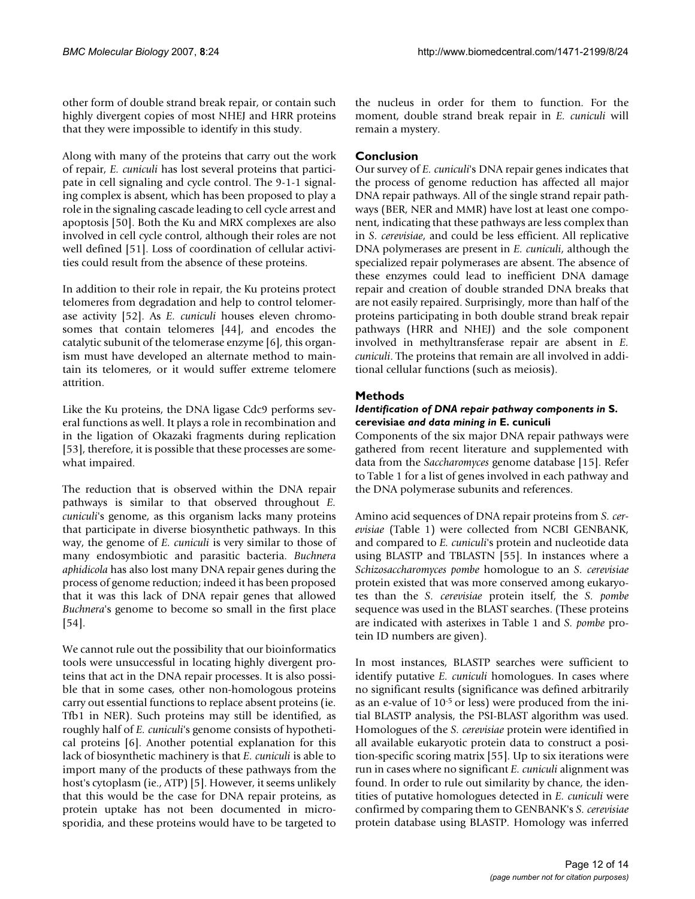other form of double strand break repair, or contain such highly divergent copies of most NHEJ and HRR proteins that they were impossible to identify in this study.

Along with many of the proteins that carry out the work of repair, *E. cuniculi* has lost several proteins that participate in cell signaling and cycle control. The 9-1-1 signaling complex is absent, which has been proposed to play a role in the signaling cascade leading to cell cycle arrest and apoptosis [50]. Both the Ku and MRX complexes are also involved in cell cycle control, although their roles are not well defined [51]. Loss of coordination of cellular activities could result from the absence of these proteins.

In addition to their role in repair, the Ku proteins protect telomeres from degradation and help to control telomerase activity [52]. As *E. cuniculi* houses eleven chromosomes that contain telomeres [44], and encodes the catalytic subunit of the telomerase enzyme [6], this organism must have developed an alternate method to maintain its telomeres, or it would suffer extreme telomere attrition.

Like the Ku proteins, the DNA ligase Cdc9 performs several functions as well. It plays a role in recombination and in the ligation of Okazaki fragments during replication [53], therefore, it is possible that these processes are somewhat impaired.

The reduction that is observed within the DNA repair pathways is similar to that observed throughout *E. cuniculi*'s genome, as this organism lacks many proteins that participate in diverse biosynthetic pathways. In this way, the genome of *E. cuniculi* is very similar to those of many endosymbiotic and parasitic bacteria. *Buchnera aphidicola* has also lost many DNA repair genes during the process of genome reduction; indeed it has been proposed that it was this lack of DNA repair genes that allowed *Buchnera*'s genome to become so small in the first place [54].

We cannot rule out the possibility that our bioinformatics tools were unsuccessful in locating highly divergent proteins that act in the DNA repair processes. It is also possible that in some cases, other non-homologous proteins carry out essential functions to replace absent proteins (ie. Tfb1 in NER). Such proteins may still be identified, as roughly half of *E. cuniculi*'s genome consists of hypothetical proteins [6]. Another potential explanation for this lack of biosynthetic machinery is that *E. cuniculi* is able to import many of the products of these pathways from the host's cytoplasm (ie., ATP) [5]. However, it seems unlikely that this would be the case for DNA repair proteins, as protein uptake has not been documented in microsporidia, and these proteins would have to be targeted to the nucleus in order for them to function. For the moment, double strand break repair in *E. cuniculi* will remain a mystery.

## Conclusion

Our survey of *E. cuniculi*'s DNA repair genes indicates that the process of genome reduction has affected all major DNA repair pathways. All of the single strand repair pathways (BER, NER and MMR) have lost at least one component, indicating that these pathways are less complex than in *S. cerevisiae*, and could be less efficient. All replicative DNA polymerases are present in *E. cuniculi*, although the specialized repair polymerases are absent. The absence of these enzymes could lead to inefficient DNA damage repair and creation of double stranded DNA breaks that are not easily repaired. Surprisingly, more than half of the proteins participating in both double strand break repair pathways (HRR and NHEJ) and the sole component involved in methyltransferase repair are absent in *E. cuniculi*. The proteins that remain are all involved in additional cellular functions (such as meiosis).

## Methods

### *Identification of DNA repair pathway components in* S. cerevisiae *and data mining in* E. cuniculi

Components of the six major DNA repair pathways were gathered from recent literature and supplemented with data from the *Saccharomyces* genome database [15]. Refer to Table 1 for a list of genes involved in each pathway and the DNA polymerase subunits and references.

Amino acid sequences of DNA repair proteins from *S. cerevisiae* (Table 1) were collected from NCBI GENBANK, and compared to *E. cuniculi*'s protein and nucleotide data using BLASTP and TBLASTN [55]. In instances where a *Schizosaccharomyces pombe* homologue to an *S. cerevisiae* protein existed that was more conserved among eukaryotes than the *S. cerevisiae* protein itself, the *S. pombe* sequence was used in the BLAST searches. (These proteins are indicated with asterixes in Table 1 and *S. pombe* protein ID numbers are given).

In most instances, BLASTP searches were sufficient to identify putative *E. cuniculi* homologues. In cases where no significant results (significance was defined arbitrarily as an e-value of $10^{-5}$ or less) were produced from the initial BLASTP analysis, the PSI-BLAST algorithm was used. Homologues of the *S. cerevisiae* protein were identified in all available eukaryotic protein data to construct a position-specific scoring matrix [55]. Up to six iterations were run in cases where no significant *E. cuniculi* alignment was found. In order to rule out similarity by chance, the identities of putative homologues detected in *E. cuniculi* were confirmed by comparing them to GENBANK's *S. cerevisiae* protein database using BLASTP. Homology was inferred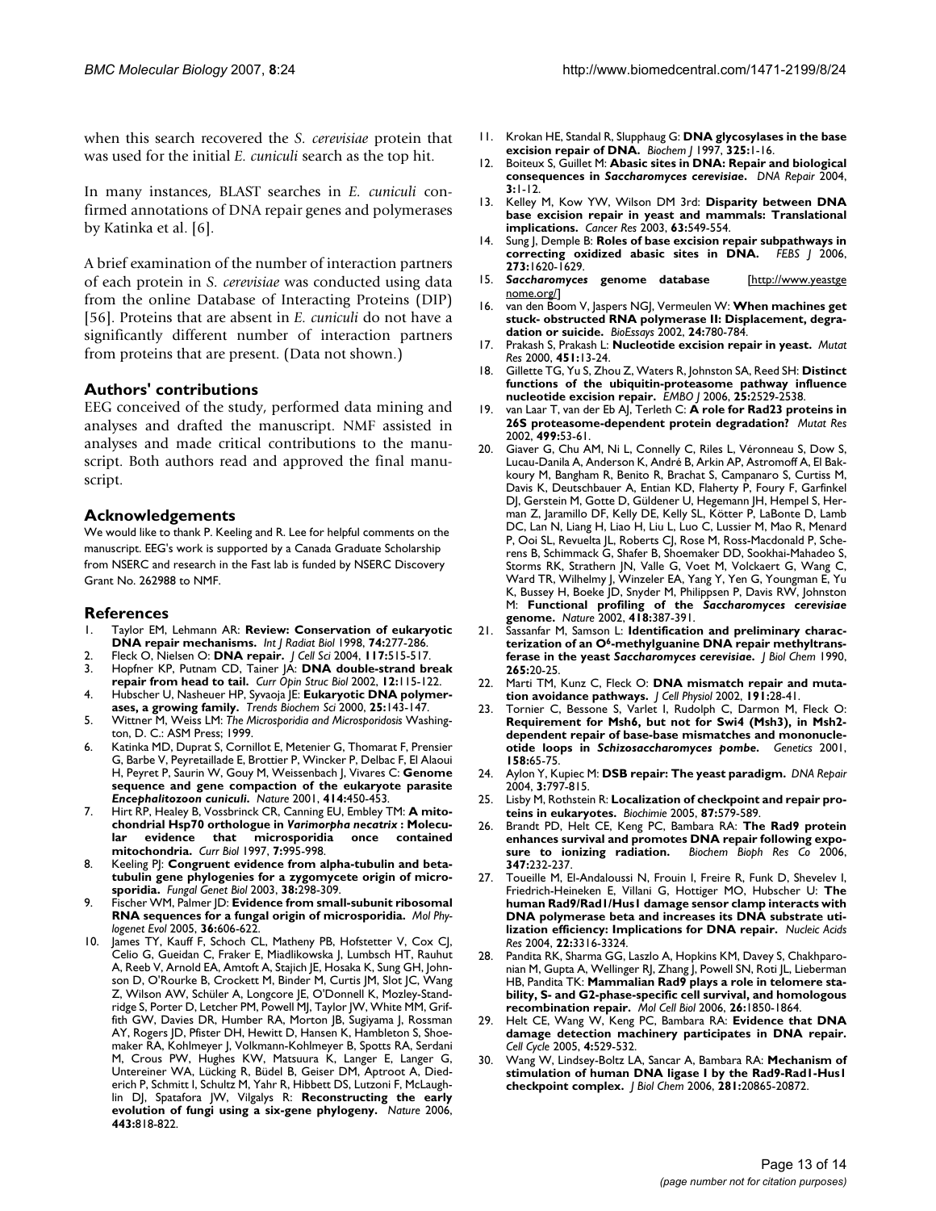when this search recovered the *S. cerevisiae* protein that was used for the initial *E. cuniculi* search as the top hit.

In many instances, BLAST searches in *E. cuniculi* confirmed annotations of DNA repair genes and polymerases by Katinka et al. [6].

A brief examination of the number of interaction partners of each protein in *S. cerevisiae* was conducted using data from the online Database of Interacting Proteins (DIP) [56]. Proteins that are absent in *E. cuniculi* do not have a significantly different number of interaction partners from proteins that are present. (Data not shown.)

## Authors' contributions

EEG conceived of the study, performed data mining and analyses and drafted the manuscript. NMF assisted in analyses and made critical contributions to the manuscript. Both authors read and approved the final manuscript.

## Acknowledgements

We would like to thank P. Keeling and R. Lee for helpful comments on the manuscript. EEG's work is supported by a Canada Graduate Scholarship from NSERC and research in the Fast lab is funded by NSERC Discovery Grant No. 262988 to NMF.

## References

1. Taylor EM, Lehmann AR: **Review: Conservation of eukaryotic DNA repair mechanisms.** *Int J Radiat Biol* 1998, **74:**277-286.
2. Fleck O, Nielsen O: **DNA repair.** *J Cell Sci* 2004, **117:**515-517.
3. Hopfner KP, Putnam CD, Tainer JA: **DNA double-strand break repair from head to tail.** *Curr Opin Struc Biol* 2002, **12:**115-122.
4. Hubscher U, Nasheuer HP, Syvaoja JE: **Eukaryotic DNA polymerases, a growing family.** *Trends Biochem Sci* 2000, **25:**143-147.
5. Wittner M, Weiss LM: *The Microsporidia and Microsporidosis* Washington, D. C.: ASM Press; 1999.
6. Katinka MD, Duprat S, Cornillot E, Metenier G, Thomarat F, Prensier G, Barbe V, Peyretaillade E, Brottier P, Wincker P, Delbac F, El Alaoui H, Peyret P, Saurin W, Gouy M, Weissenbach J, Vivares C: **Genome sequence and gene compaction of the eukaryote parasite *Encephalitozoon cuniculi*.** *Nature* 2001, **414:**450-453.
7. Hirt RP, Healey B, Vossbrinck CR, Canning EU, Embley TM: **A mitochondrial Hsp70 orthologue in *Varimorpha necatrix* : Molecular evidence that microsporidia once contained mitochondria.** *Curr Biol* 1997, **7:**995-998.
8. Keeling PJ: **Congruent evidence from alpha-tubulin and beta-tubulin gene phylogenies for a zygomycete origin of microsporidia.** *Fungal Genet Biol* 2003, **38:**298-309.
9. Fischer WM, Palmer JD: **Evidence from small-subunit ribosomal RNA sequences for a fungal origin of microsporidia.** *Mol Phylogenet Evol* 2005, **36:**606-622.
10. James TY, Kauff F, Schoch CL, Matheny PB, Hofstetter V, Cox CJ, Celio G, Gueidan C, Fraker E, Miadlikowska J, Lumbsch HT, Rauhut A, Reeb V, Arnold EA, Amtoft A, Stajich JE, Hosaka K, Sung GH, Johnson D, O'Rourke B, Crockett M, Binder M, Curtis JM, Slot JC, Wang Z, Wilson AW, Schüler A, Longcore JE, O'Donnell K, Mozley-Standridge S, Porter D, Letcher PM, Powell MJ, Taylor JW, White MM, Griffith GW, Davies DR, Humber RA, Morton JB, Sugiyama J, Rossman AY, Rogers JD, Pfister DH, Hewitt D, Hansen K, Hambleton S, Shoemaker RA, Kohlmeyer J, Volkmann-Kohlmeyer B, Spotts RA, Serdani M, Crous PW, Hughes KW, Matsuura K, Langer E, Langer G, Untereiner WA, Lücking R, Büdel B, Geiser DM, Aptroot A, Diederich P, Schmitt I, Schultz M, Yahr R, Hibbett DS, Lutzoni F, McLaughlin DJ, Spatafora JW, Vilgalys R: **Reconstructing the early evolution of fungi using a six-gene phylogeny.** *Nature* 2006, **443:**818-822.
11. Krokan HE, Standal R, Slupphaug G: **DNA glycosylases in the base excision repair of DNA.** *Biochem J* 1997, **325:**1-16.
12. Boiteux S, Guillet M: **Abasic sites in DNA: Repair and biological consequences in *Saccharomyces cerevisiae*.** *DNA Repair* 2004, **3:**1-12.
13. Kelley M, Kow YW, Wilson DM 3rd: **Disparity between DNA base excision repair in yeast and mammals: Translational implications.** *Cancer Res* 2003, **63:**549-554.
14. Sung J, Demple B: **Roles of base excision repair subpathways in correcting oxidized abasic sites in DNA.** *FEBS J* 2006, **273:**1620-1629.
15. ***Saccharomyces* genome database** [http://www.yeastgenome.org/]
16. van den Boom V, Jaspers NGJ, Vermeulen W: **When machines get stuck- obstructed RNA polymerase II: Displacement, degradation or suicide.** *BioEssays* 2002, **24:**780-784.
17. Prakash S, Prakash L: **Nucleotide excision repair in yeast.** *Mutat Res* 2000, **451:**13-24.
18. Gillette TG, Yu S, Zhou Z, Waters R, Johnston SA, Reed SH: **Distinct functions of the ubiquitin-proteasome pathway influence nucleotide excision repair.** *EMBO J* 2006, **25:**2529-2538.
19. van Laar T, van der Eb AJ, Terleth C: **A role for Rad23 proteins in 26S proteasome-dependent protein degradation?** *Mutat Res* 2002, **499:**53-61.
20. Giaver G, Chu AM, Ni L, Connelly C, Riles L, Véronneau S, Dow S, Lucau-Danila A, Anderson K, André B, Arkin AP, Astromoff A, El Bakkoury M, Bangham R, Benito R, Brachat S, Campanaro S, Curtiss M, Davis K, Deutschbauer A, Entian KD, Flaherty P, Foury F, Garfinkel DJ, Gerstein M, Gotte D, Güldener U, Hegemann JH, Hempel S, Herman Z, Jaramillo DF, Kelly DE, Kelly SL, Kötter P, LaBonte D, Lamb DC, Lan N, Liang H, Liao H, Liu L, Luo C, Lussier M, Mao R, Menard P, Ooi SL, Revuelta JL, Roberts CJ, Rose M, Ross-Macdonald P, Scherens B, Schimmack G, Shafer B, Shoemaker DD, Sookhai-Mahadeo S, Storms RK, Strathern JN, Valle G, Voet M, Volckaert G, Wang C, Ward TR, Wilhelmy J, Winzeler EA, Yang Y, Yen G, Youngman E, Yu K, Bussey H, Boeke JD, Snyder M, Philippsen P, Davis RW, Johnston M: **Functional profiling of the *Saccharomyces cerevisiae* genome.** *Nature* 2002, **418:**387-391.
21. Sassanfar M, Samson L: **Identification and preliminary characterization of an O⁶-methylguanine DNA repair methyltransferase in the yeast *Saccharomyces cerevisiae*.** *J Biol Chem* 1990, **265:**20-25.
22. Marti TM, Kunz C, Fleck O: **DNA mismatch repair and mutation avoidance pathways.** *J Cell Physiol* 2002, **191:**28-41.
23. Tornier C, Bessone S, Varlet I, Rudolph C, Darmon M, Fleck O: **Requirement for Msh6, but not for Swi4 (Msh3), in Msh2-dependent repair of base-base mismatches and mononucleotide loops in *Schizosaccharomyces pombe*.** *Genetics* 2001, **158:**65-75.
24. Aylon Y, Kupiec M: **DSB repair: The yeast paradigm.** *DNA Repair* 2004, **3:**797-815.
25. Lisby M, Rothstein R: **Localization of checkpoint and repair proteins in eukaryotes.** *Biochimie* 2005, **87:**579-589.
26. Brandt PD, Helt CE, Keng PC, Bambara RA: **The Rad9 protein enhances survival and promotes DNA repair following exposure to ionizing radiation.** *Biochem Bioph Res Co* 2006, **347:**232-237.
27. Toueille M, El-Andaloussi N, Frouin I, Freire R, Funk D, Shevelev I, Friedrich-Heineken E, Villani G, Hottiger MO, Hubscher U: **The human Rad9/Rad1/Hus1 damage sensor clamp interacts with DNA polymerase beta and increases its DNA substrate utilization efficiency: Implications for DNA repair.** *Nucleic Acids Res* 2004, **22:**3316-3324.
28. Pandita RK, Sharma GG, Laszlo A, Hopkins KM, Davey S, Chakhparonian M, Gupta A, Wellinger RJ, Zhang J, Powell SN, Roti JL, Lieberman HB, Pandita TK: **Mammalian Rad9 plays a role in telomere stability, S- and G2-phase-specific cell survival, and homologous recombination repair.** *Mol Cell Biol* 2006, **26:**1850-1864.
29. Helt CE, Wang W, Keng PC, Bambara RA: **Evidence that DNA damage detection machinery participates in DNA repair.** *Cell Cycle* 2005, **4:**529-532.
30. Wang W, Lindsey-Boltz LA, Sancar A, Bambara RA: **Mechanism of stimulation of human DNA ligase I by the Rad9-Rad1-Hus1 checkpoint complex.** *J Biol Chem* 2006, **281:**20865-20872.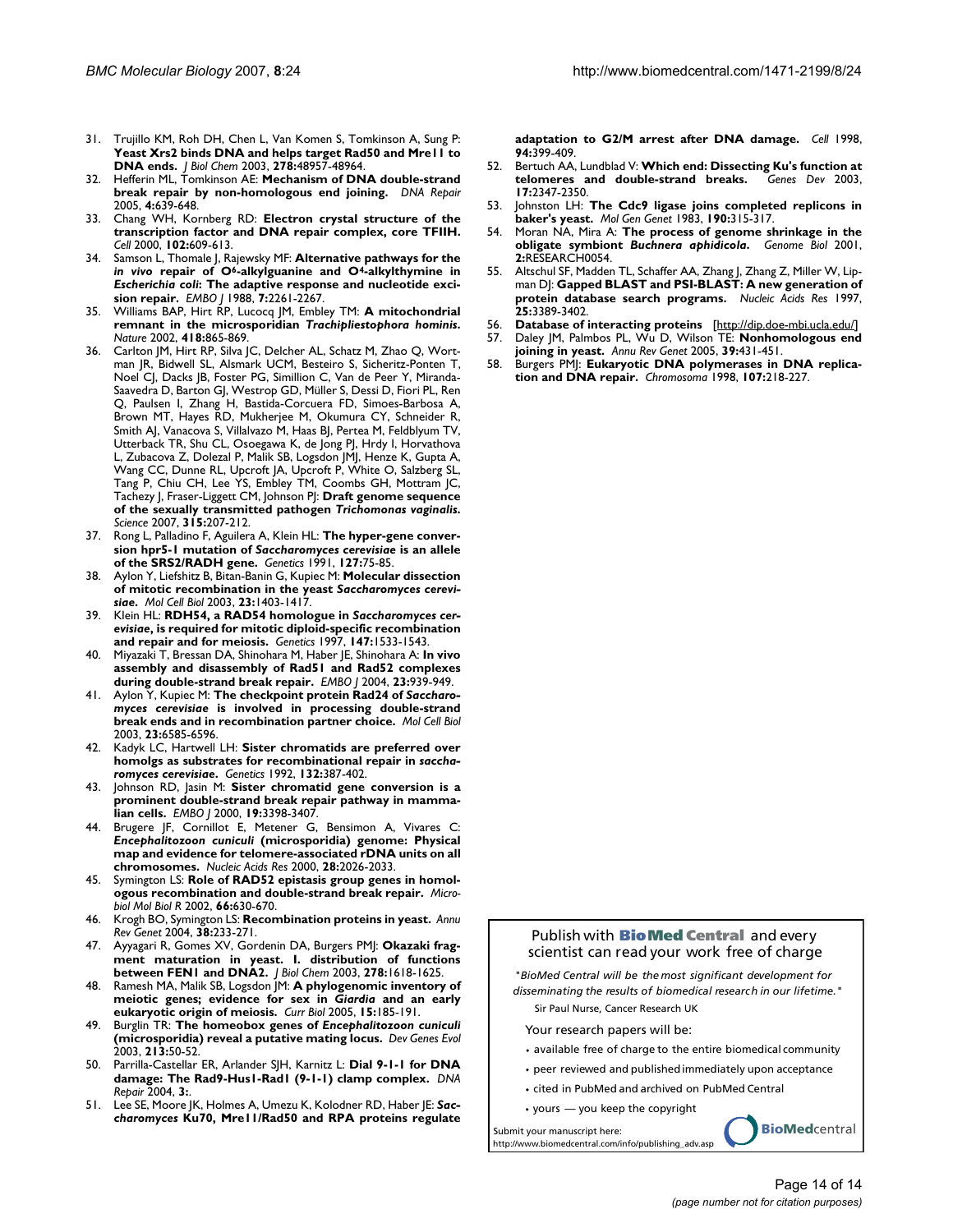31. Trujillo KM, Roh DH, Chen L, Van Komen S, Tomkinson A, Sung P: **Yeast Xrs2 binds DNA and helps target Rad50 and Mre11 to DNA ends.** *J Biol Chem* 2003, **278:**48957-48964.
32. Hefferin ML, Tomkinson AE: **Mechanism of DNA double-strand break repair by non-homologous end joining.** *DNA Repair* 2005, **4:**639-648.
33. Chang WH, Kornberg RD: **Electron crystal structure of the transcription factor and DNA repair complex, core TFIIH.** *Cell* 2000, **102:**609-613.
34. Samson L, Thomale J, Rajewsky MF: **Alternative pathways for the *in vivo* repair of O[6]-alkylguanine and O[4]-alkylthymine in *Escherichia coli*: The adaptive response and nucleotide excision repair.** *EMBO J* 1988, **7:**2261-2267.
35. Williams BAP, Hirt RP, Lucocq JM, Embley TM: **A mitochondrial remnant in the microsporidian *Trachipleistophora hominis*.** *Nature* 2002, **418:**865-869.
36. Carlton JM, Hirt RP, Silva JC, Delcher AL, Schatz M, Zhao Q, Wortman JR, Bidwell SL, Alsmark UCM, Besteiro S, Sicheritz-Ponten T, Noel CJ, Dacks JB, Foster PG, Simillion C, Van de Peer Y, Miranda-Saavedra D, Barton GJ, Westrop GD, Müller S, Dessi D, Fiori PL, Ren Q, Paulsen I, Zhang H, Bastida-Corcuera FD, Simoes-Barbosa A, Brown MT, Hayes RD, Mukherjee M, Okumura CY, Schneider R, Smith AJ, Vanacova S, Villalvazo M, Haas BJ, Pertea M, Feldblyum TV, Utterback TR, Shu CL, Osoegawa K, de Jong PJ, Hrdy I, Horvathova L, Zubacova Z, Dolezal P, Malik SB, Logsdon JMJ, Henze K, Gupta A, Wang CC, Dunne RL, Upcroft JA, Upcroft P, White O, Salzberg SL, Tang P, Chiu CH, Lee YS, Embley TM, Coombs GH, Mottram JC, Tachezy J, Fraser-Liggett CM, Johnson PJ: **Draft genome sequence of the sexually transmitted pathogen *Trichomonas vaginalis*.** *Science* 2007, **315:**207-212.
37. Rong L, Palladino F, Aguilera A, Klein HL: **The hyper-gene conversion hpr5-1 mutation of *Saccharomyces cerevisiae* is an allele of the SRS2/RADH gene.** *Genetics* 1991, **127:**75-85.
38. Aylon Y, Liefshitz B, Bitan-Banin G, Kupiec M: **Molecular dissection of mitotic recombination in the yeast *Saccharomyces cerevisiae*.** *Mol Cell Biol* 2003, **23:**1403-1417.
39. Klein HL: **RDH54, a RAD54 homologue in *Saccharomyces cerevisiae*, is required for mitotic diploid-specific recombination and repair and for meiosis.** *Genetics* 1997, **147:**1533-1543.
40. Miyazaki T, Bressan DA, Shinohara M, Haber JE, Shinohara A: **In vivo assembly and disassembly of Rad51 and Rad52 complexes during double-strand break repair.** *EMBO J* 2004, **23:**939-949.
41. Aylon Y, Kupiec M: **The checkpoint protein Rad24 of *Saccharomyces cerevisiae* is involved in processing double-strand break ends and in recombination partner choice.** *Mol Cell Biol* 2003, **23:**6585-6596.
42. Kadyk LC, Hartwell LH: **Sister chromatids are preferred over homolgs as substrates for recombinational repair in *saccharomyces cerevisiae*.** *Genetics* 1992, **132:**387-402.
43. Johnson RD, Jasin M: **Sister chromatid gene conversion is a prominent double-strand break repair pathway in mammalian cells.** *EMBO J* 2000, **19:**3398-3407.
44. Brugere JF, Cornillot E, Metener G, Bensimon A, Vivares C: ***Encephalitozoon cuniculi* (microsporidia) genome: Physical map and evidence for telomere-associated rDNA units on all chromosomes.** *Nucleic Acids Res* 2000, **28:**2026-2033.
45. Symington LS: **Role of RAD52 epistasis group genes in homologous recombination and double-strand break repair.** *Microbiol Mol Biol R* 2002, **66:**630-670.
46. Krogh BO, Symington LS: **Recombination proteins in yeast.** *Annu Rev Genet* 2004, **38:**233-271.
47. Ayyagari R, Gomes XV, Gordenin DA, Burgers PMJ: **Okazaki fragment maturation in yeast. I. distribution of functions between FEN1 and DNA2.** *J Biol Chem* 2003, **278:**1618-1625.
48. Ramesh MA, Malik SB, Logsdon JM: **A phylogenomic inventory of meiotic genes; evidence for sex in *Giardia* and an early eukaryotic origin of meiosis.** *Curr Biol* 2005, **15:**185-191.
49. Burglin TR: **The homeobox genes of *Encephalitozoon cuniculi* (microsporidia) reveal a putative mating locus.** *Dev Genes Evol* 2003, **213:**50-52.
50. Parrilla-Castellar ER, Arlander SJH, Karnitz L: **Dial 9-1-1 for DNA damage: The Rad9-Hus1-Rad1 (9-1-1) clamp complex.** *DNA Repair* 2004, **3:**.
51. Lee SE, Moore JK, Holmes A, Umezu K, Kolodner RD, Haber JE: ***Saccharomyces* Ku70, Mre11/Rad50 and RPA proteins regulate adaptation to G2/M arrest after DNA damage.** *Cell* 1998, **94:**399-409.
52. Bertuch AA, Lundblad V: **Which end: Dissecting Ku's function at telomeres and double-strand breaks.** *Genes Dev* 2003, **17:**2347-2350.
53. Johnston LH: **The Cdc9 ligase joins completed replicons in baker's yeast.** *Mol Gen Genet* 1983, **190:**315-317.
54. Moran NA, Mira A: **The process of genome shrinkage in the obligate symbiont *Buchnera aphidicola*.** *Genome Biol* 2001, **2:**RESEARCH0054.
55. Altschul SF, Madden TL, Schaffer AA, Zhang J, Zhang Z, Miller W, Lipman DJ: **Gapped BLAST and PSI-BLAST: A new generation of protein database search programs.** *Nucleic Acids Res* 1997, **25:**3389-3402.
56. **Database of interacting proteins** [http://dip.doe-mbi.ucla.edu/]
57. Daley JM, Palmbos PL, Wu D, Wilson TE: **Nonhomologous end joining in yeast.** *Annu Rev Genet* 2005, **39:**431-451.
58. Burgers PMJ: **Eukaryotic DNA polymerases in DNA replication and DNA repair.** *Chromosoma* 1998, **107:**218-227.

Publish with **BioMed Central** and every scientist can read your work free of charge

*"BioMed Central will be the most significant development for disseminating the results of biomedical research in our lifetime."*

Sir Paul Nurse, Cancer Research UK

Your research papers will be:

- available free of charge to the entire biomedical community
- peer reviewed and published immediately upon acceptance
- cited in PubMed and archived on PubMed Central
- yours — you keep the copyright

Submit your manuscript here:
http://www.biomedcentral.com/info/publishing_adv.asp

BioMedcentral